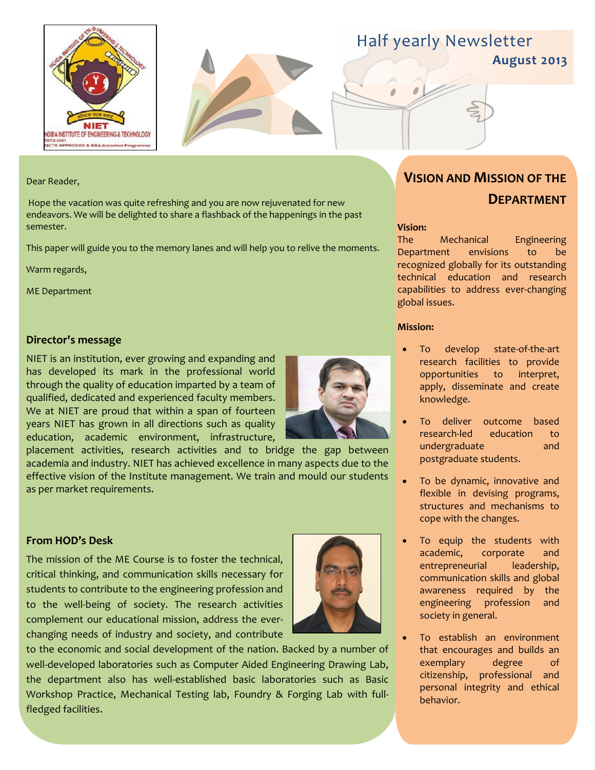# Half yearly Newsletter

**August 2013**

Dear Reader,

Hope the vacation was quite refreshing and you are now rejuvenated for new endeavors. We will be delighted to share a flashback of the happenings in the past semester.

This paper will guide you to the memory lanes and will help you to relive the moments.

Warm regards,

ME Department

## Director's message

NIET is an institution, ever growing and expanding and has developed its mark in the professional world through the quality of education imparted by a team of qualified, dedicated and experienced faculty members. We at NIET are proud that within a span of fourteen years NIET has grown in all directions such as quality education, academic environment, infrastructure, placement activities, research activities and to bridge the gap between academia and industry. NIET has achieved excellence in many aspects due to the effective vision of the Institute management. We train and mould our students as per market requirements.

## From HOD's Desk

The mission of the ME Course is to foster the technical, critical thinking, and communication skills necessary for students to contribute to the engineering profession and to the well-being of society. The research activities complement our educational mission, address the ever-changing needs of industry and society, and contribute to the economic and social development of the nation. Backed by a number of well-developed laboratories such as Computer Aided Engineering Drawing Lab, the department also has well-established basic laboratories such as Basic Workshop Practice, Mechanical Testing lab, Foundry & Forging Lab with full-fledged facilities.

## Vision and Mission of the Department

**Vision:**

The Mechanical Engineering Department envisions to be recognized globally for its outstanding technical education and research capabilities to address ever-changing global issues.

**Mission:**

- To develop state-of-the-art research facilities to provide opportunities to interpret, apply, disseminate and create knowledge.
- To deliver outcome based research-led education to undergraduate and postgraduate students.
- To be dynamic, innovative and flexible in devising programs, structures and mechanisms to cope with the changes.
- To equip the students with academic, corporate and entrepreneurial leadership, communication skills and global awareness required by the engineering profession and society in general.
- To establish an environment that encourages and builds an exemplary degree of citizenship, professional and personal integrity and ethical behavior.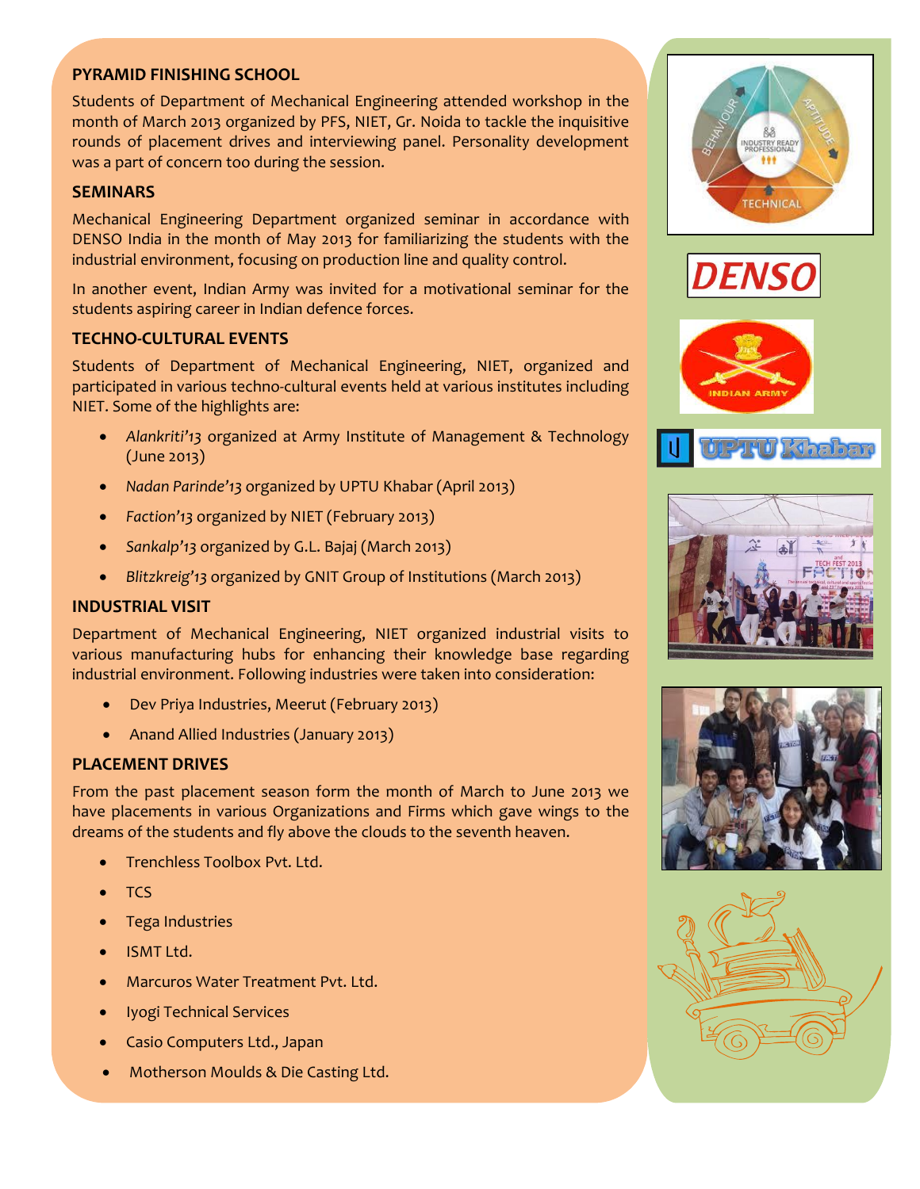## PYRAMID FINISHING SCHOOL

Students of Department of Mechanical Engineering attended workshop in the month of March 2013 organized by PFS, NIET, Gr. Noida to tackle the inquisitive rounds of placement drives and interviewing panel. Personality development was a part of concern too during the session.

## SEMINARS

Mechanical Engineering Department organized seminar in accordance with DENSO India in the month of May 2013 for familiarizing the students with the industrial environment, focusing on production line and quality control.

In another event, Indian Army was invited for a motivational seminar for the students aspiring career in Indian defence forces.

## TECHNO-CULTURAL EVENTS

Students of Department of Mechanical Engineering, NIET, organized and participated in various techno-cultural events held at various institutes including NIET. Some of the highlights are:

- *Alankriti'13* organized at Army Institute of Management & Technology (June 2013)
- *Nadan Parinde'13* organized by UPTU Khabar (April 2013)
- *Faction'13* organized by NIET (February 2013)
- *Sankalp'13* organized by G.L. Bajaj (March 2013)
- *Blitzkreig'13* organized by GNIT Group of Institutions (March 2013)

## INDUSTRIAL VISIT

Department of Mechanical Engineering, NIET organized industrial visits to various manufacturing hubs for enhancing their knowledge base regarding industrial environment. Following industries were taken into consideration:

- Dev Priya Industries, Meerut (February 2013)
- Anand Allied Industries (January 2013)

## PLACEMENT DRIVES

From the past placement season form the month of March to June 2013 we have placements in various Organizations and Firms which gave wings to the dreams of the students and fly above the clouds to the seventh heaven.

- Trenchless Toolbox Pvt. Ltd.
- TCS
- Tega Industries
- ISMT Ltd.
- Marcuros Water Treatment Pvt. Ltd.
- Iyogi Technical Services
- Casio Computers Ltd., Japan
- Motherson Moulds & Die Casting Ltd.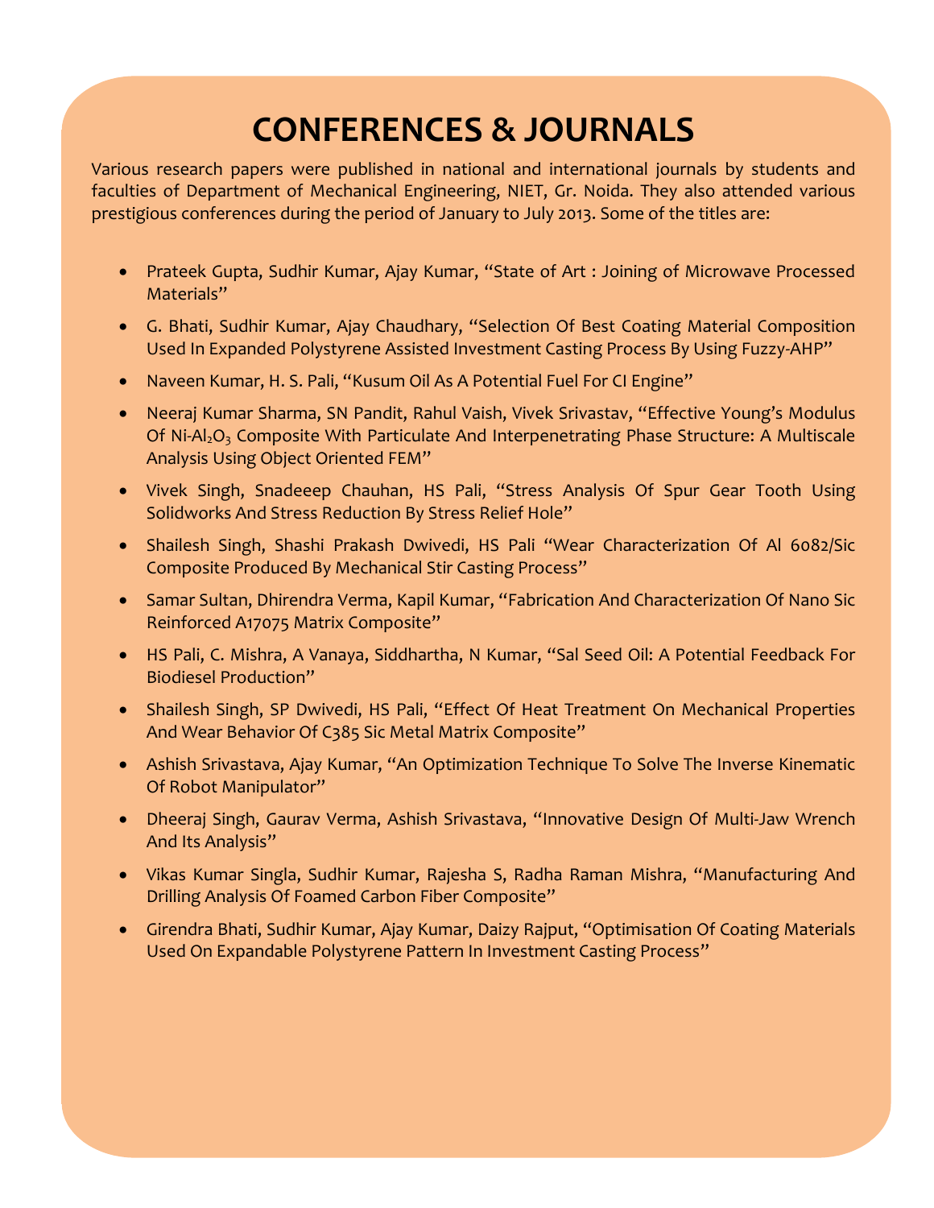# CONFERENCES & JOURNALS

Various research papers were published in national and international journals by students and faculties of Department of Mechanical Engineering, NIET, Gr. Noida. They also attended various prestigious conferences during the period of January to July 2013. Some of the titles are:

- Prateek Gupta, Sudhir Kumar, Ajay Kumar, "State of Art : Joining of Microwave Processed Materials"
- G. Bhati, Sudhir Kumar, Ajay Chaudhary, "Selection Of Best Coating Material Composition Used In Expanded Polystyrene Assisted Investment Casting Process By Using Fuzzy-AHP"
- Naveen Kumar, H. S. Pali, "Kusum Oil As A Potential Fuel For CI Engine"
- Neeraj Kumar Sharma, SN Pandit, Rahul Vaish, Vivek Srivastav, "Effective Young's Modulus Of Ni-$Al_2O_3$ Composite With Particulate And Interpenetrating Phase Structure: A Multiscale Analysis Using Object Oriented FEM"
- Vivek Singh, Snadeeep Chauhan, HS Pali, "Stress Analysis Of Spur Gear Tooth Using Solidworks And Stress Reduction By Stress Relief Hole"
- Shailesh Singh, Shashi Prakash Dwivedi, HS Pali "Wear Characterization Of Al 6082/Sic Composite Produced By Mechanical Stir Casting Process"
- Samar Sultan, Dhirendra Verma, Kapil Kumar, "Fabrication And Characterization Of Nano Sic Reinforced A17075 Matrix Composite"
- HS Pali, C. Mishra, A Vanaya, Siddhartha, N Kumar, "Sal Seed Oil: A Potential Feedback For Biodiesel Production"
- Shailesh Singh, SP Dwivedi, HS Pali, "Effect Of Heat Treatment On Mechanical Properties And Wear Behavior Of C385 Sic Metal Matrix Composite"
- Ashish Srivastava, Ajay Kumar, "An Optimization Technique To Solve The Inverse Kinematic Of Robot Manipulator"
- Dheeraj Singh, Gaurav Verma, Ashish Srivastava, "Innovative Design Of Multi-Jaw Wrench And Its Analysis"
- Vikas Kumar Singla, Sudhir Kumar, Rajesha S, Radha Raman Mishra, "Manufacturing And Drilling Analysis Of Foamed Carbon Fiber Composite"
- Girendra Bhati, Sudhir Kumar, Ajay Kumar, Daizy Rajput, "Optimisation Of Coating Materials Used On Expandable Polystyrene Pattern In Investment Casting Process"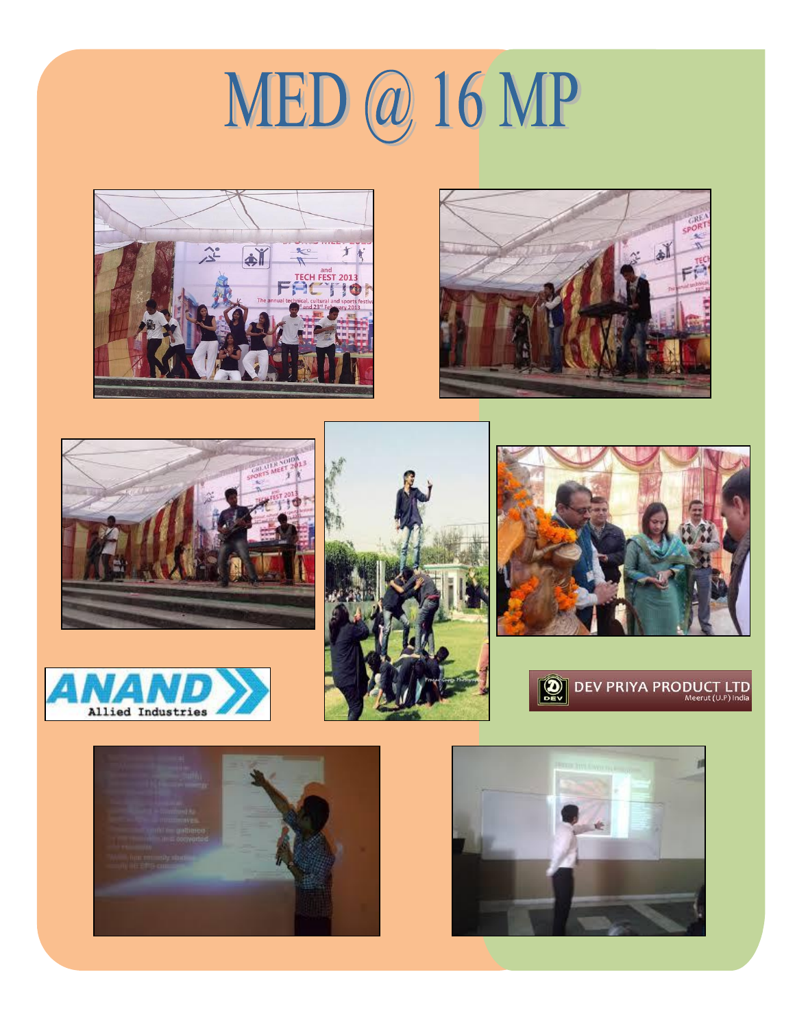# MED @ 16 MP